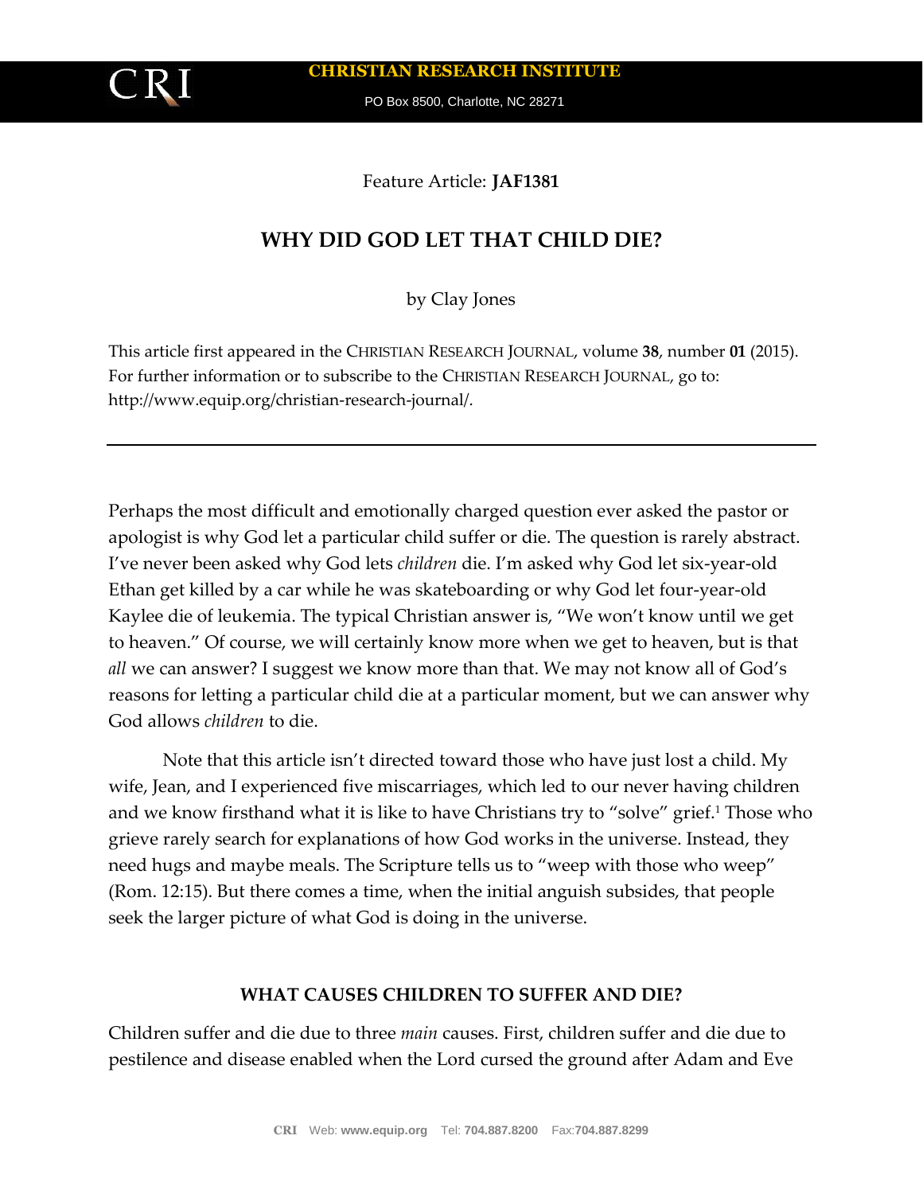Feature Article: **JAF1381**

# WHY DID GOD LET THAT CHILD DIE?

by Clay Jones

This article first appeared in the CHRISTIAN RESEARCH JOURNAL, volume **38**, number **01** (2015). For further information or to subscribe to the CHRISTIAN RESEARCH JOURNAL, go to: http://www.equip.org/christian-research-journal/.

---

Perhaps the most difficult and emotionally charged question ever asked the pastor or apologist is why God let a particular child suffer or die. The question is rarely abstract. I've never been asked why God lets *children* die. I'm asked why God let six-year-old Ethan get killed by a car while he was skateboarding or why God let four-year-old Kaylee die of leukemia. The typical Christian answer is, "We won't know until we get to heaven." Of course, we will certainly know more when we get to heaven, but is that *all* we can answer? I suggest we know more than that. We may not know all of God's reasons for letting a particular child die at a particular moment, but we can answer why God allows *children* to die.

Note that this article isn't directed toward those who have just lost a child. My wife, Jean, and I experienced five miscarriages, which led to our never having children and we know firsthand what it is like to have Christians try to "solve" grief.[1] Those who grieve rarely search for explanations of how God works in the universe. Instead, they need hugs and maybe meals. The Scripture tells us to "weep with those who weep" (Rom. 12:15). But there comes a time, when the initial anguish subsides, that people seek the larger picture of what God is doing in the universe.

### WHAT CAUSES CHILDREN TO SUFFER AND DIE?

Children suffer and die due to three *main* causes. First, children suffer and die due to pestilence and disease enabled when the Lord cursed the ground after Adam and Eve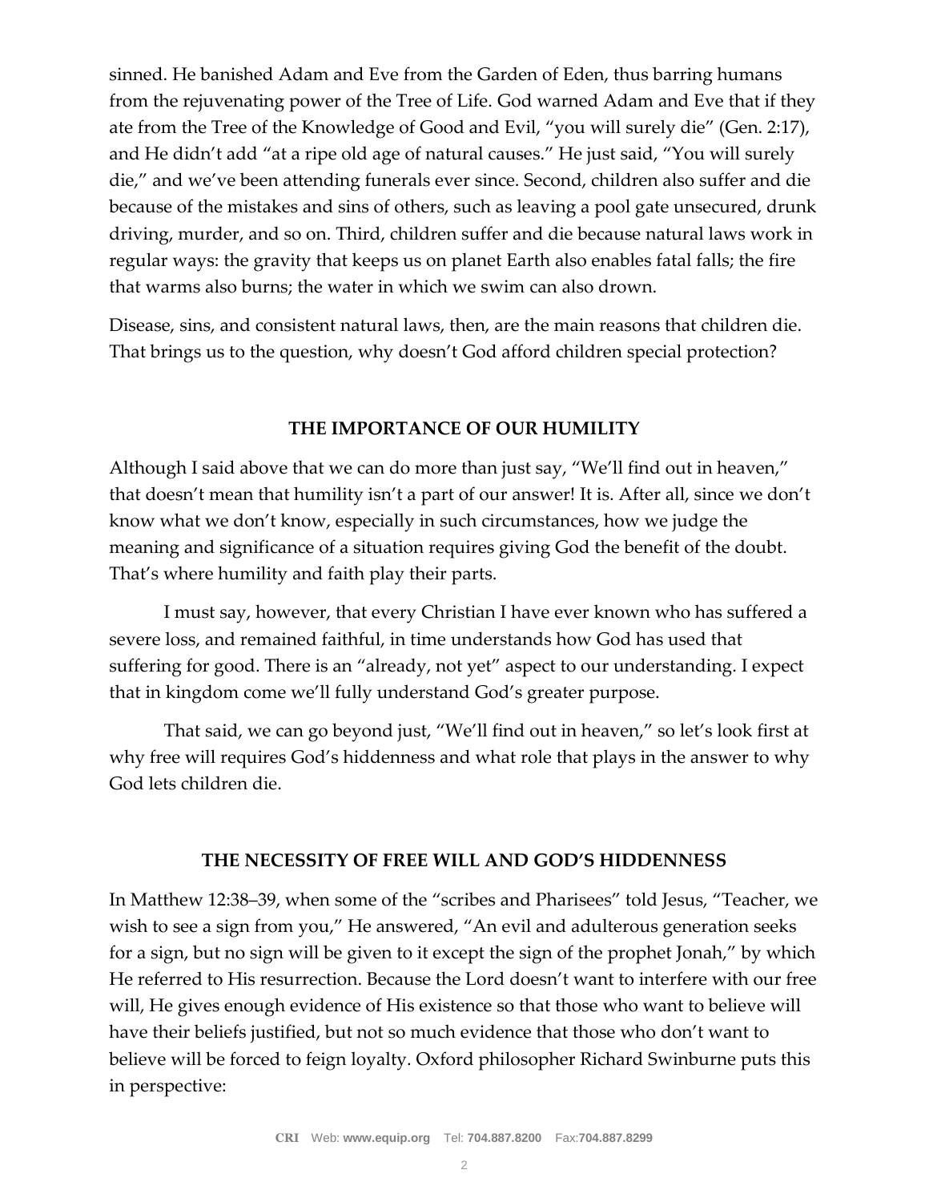sinned. He banished Adam and Eve from the Garden of Eden, thus barring humans from the rejuvenating power of the Tree of Life. God warned Adam and Eve that if they ate from the Tree of the Knowledge of Good and Evil, "you will surely die" (Gen. 2:17), and He didn't add "at a ripe old age of natural causes." He just said, "You will surely die," and we've been attending funerals ever since. Second, children also suffer and die because of the mistakes and sins of others, such as leaving a pool gate unsecured, drunk driving, murder, and so on. Third, children suffer and die because natural laws work in regular ways: the gravity that keeps us on planet Earth also enables fatal falls; the fire that warms also burns; the water in which we swim can also drown.

Disease, sins, and consistent natural laws, then, are the main reasons that children die. That brings us to the question, why doesn't God afford children special protection?

## THE IMPORTANCE OF OUR HUMILITY

Although I said above that we can do more than just say, "We'll find out in heaven," that doesn't mean that humility isn't a part of our answer! It is. After all, since we don't know what we don't know, especially in such circumstances, how we judge the meaning and significance of a situation requires giving God the benefit of the doubt. That's where humility and faith play their parts.

I must say, however, that every Christian I have ever known who has suffered a severe loss, and remained faithful, in time understands how God has used that suffering for good. There is an "already, not yet" aspect to our understanding. I expect that in kingdom come we'll fully understand God's greater purpose.

That said, we can go beyond just, "We'll find out in heaven," so let's look first at why free will requires God's hiddenness and what role that plays in the answer to why God lets children die.

## THE NECESSITY OF FREE WILL AND GOD'S HIDDENNESS

In Matthew 12:38–39, when some of the "scribes and Pharisees" told Jesus, "Teacher, we wish to see a sign from you," He answered, "An evil and adulterous generation seeks for a sign, but no sign will be given to it except the sign of the prophet Jonah," by which He referred to His resurrection. Because the Lord doesn't want to interfere with our free will, He gives enough evidence of His existence so that those who want to believe will have their beliefs justified, but not so much evidence that those who don't want to believe will be forced to feign loyalty. Oxford philosopher Richard Swinburne puts this in perspective: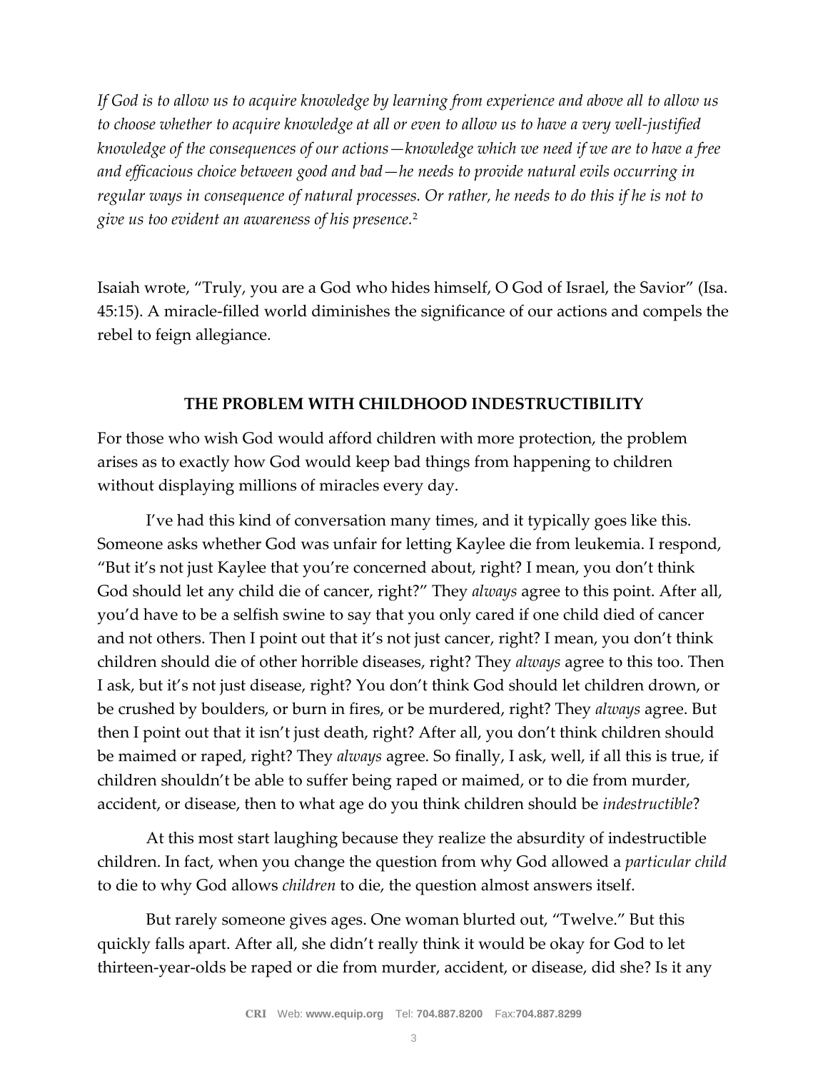*If God is to allow us to acquire knowledge by learning from experience and above all to allow us to choose whether to acquire knowledge at all or even to allow us to have a very well-justified knowledge of the consequences of our actions—knowledge which we need if we are to have a free and efficacious choice between good and bad—he needs to provide natural evils occurring in regular ways in consequence of natural processes. Or rather, he needs to do this if he is not to give us too evident an awareness of his presence.*[2]

Isaiah wrote, "Truly, you are a God who hides himself, O God of Israel, the Savior" (Isa. 45:15). A miracle-filled world diminishes the significance of our actions and compels the rebel to feign allegiance.

## THE PROBLEM WITH CHILDHOOD INDESTRUCTIBILITY

For those who wish God would afford children with more protection, the problem arises as to exactly how God would keep bad things from happening to children without displaying millions of miracles every day.

I've had this kind of conversation many times, and it typically goes like this. Someone asks whether God was unfair for letting Kaylee die from leukemia. I respond, "But it's not just Kaylee that you're concerned about, right? I mean, you don't think God should let any child die of cancer, right?" They *always* agree to this point. After all, you'd have to be a selfish swine to say that you only cared if one child died of cancer and not others. Then I point out that it's not just cancer, right? I mean, you don't think children should die of other horrible diseases, right? They *always* agree to this too. Then I ask, but it's not just disease, right? You don't think God should let children drown, or be crushed by boulders, or burn in fires, or be murdered, right? They *always* agree. But then I point out that it isn't just death, right? After all, you don't think children should be maimed or raped, right? They *always* agree. So finally, I ask, well, if all this is true, if children shouldn't be able to suffer being raped or maimed, or to die from murder, accident, or disease, then to what age do you think children should be *indestructible*?

At this most start laughing because they realize the absurdity of indestructible children. In fact, when you change the question from why God allowed a *particular child* to die to why God allows *children* to die, the question almost answers itself.

But rarely someone gives ages. One woman blurted out, "Twelve." But this quickly falls apart. After all, she didn't really think it would be okay for God to let thirteen-year-olds be raped or die from murder, accident, or disease, did she? Is it any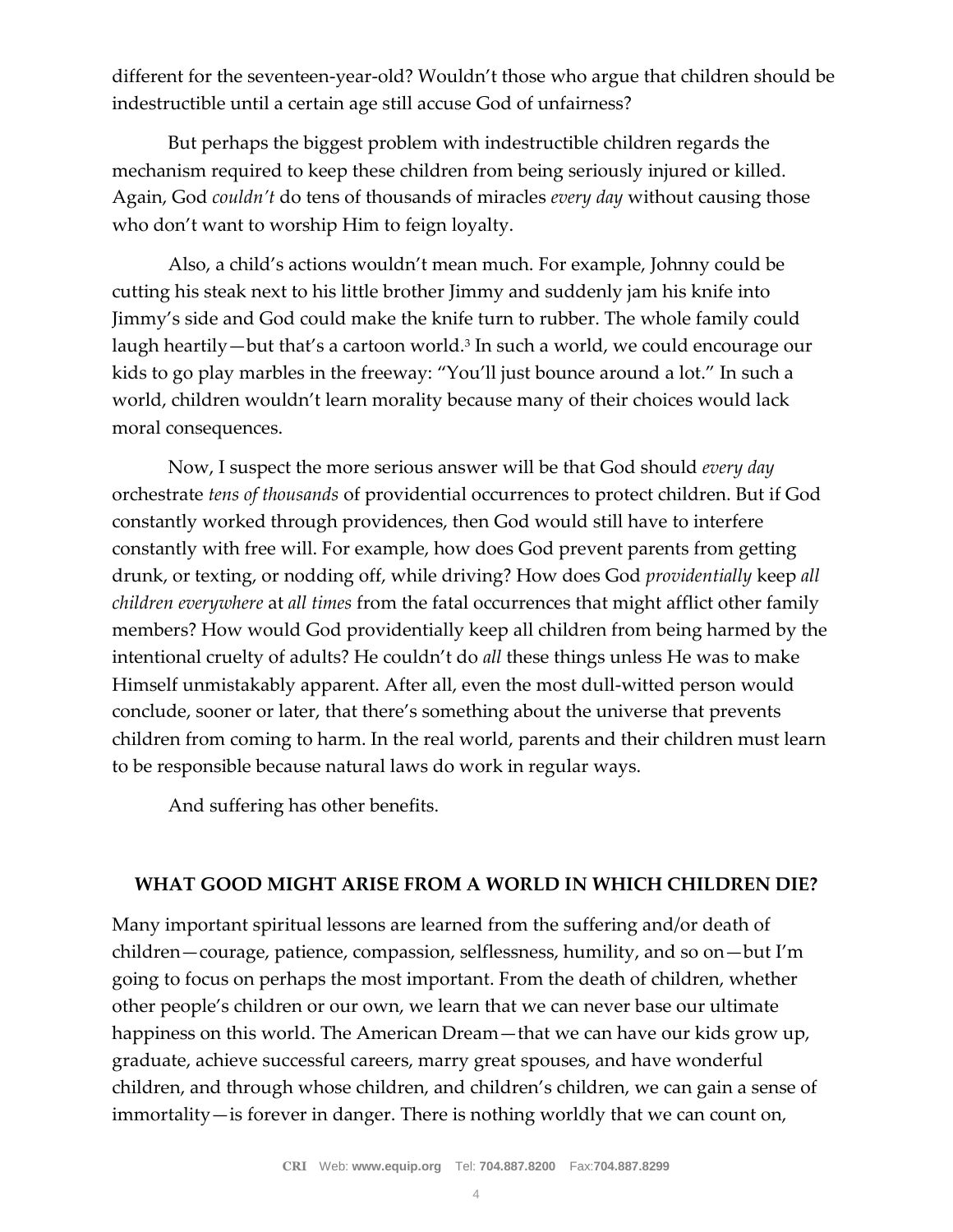different for the seventeen-year-old? Wouldn't those who argue that children should be indestructible until a certain age still accuse God of unfairness?

But perhaps the biggest problem with indestructible children regards the mechanism required to keep these children from being seriously injured or killed. Again, God *couldn't* do tens of thousands of miracles *every day* without causing those who don't want to worship Him to feign loyalty.

Also, a child's actions wouldn't mean much. For example, Johnny could be cutting his steak next to his little brother Jimmy and suddenly jam his knife into Jimmy's side and God could make the knife turn to rubber. The whole family could laugh heartily—but that's a cartoon world.[3] In such a world, we could encourage our kids to go play marbles in the freeway: "You'll just bounce around a lot." In such a world, children wouldn't learn morality because many of their choices would lack moral consequences.

Now, I suspect the more serious answer will be that God should *every day* orchestrate *tens of thousands* of providential occurrences to protect children. But if God constantly worked through providences, then God would still have to interfere constantly with free will. For example, how does God prevent parents from getting drunk, or texting, or nodding off, while driving? How does God *providentially* keep *all children everywhere* at *all times* from the fatal occurrences that might afflict other family members? How would God providentially keep all children from being harmed by the intentional cruelty of adults? He couldn't do *all* these things unless He was to make Himself unmistakably apparent. After all, even the most dull-witted person would conclude, sooner or later, that there's something about the universe that prevents children from coming to harm. In the real world, parents and their children must learn to be responsible because natural laws do work in regular ways.

And suffering has other benefits.

## WHAT GOOD MIGHT ARISE FROM A WORLD IN WHICH CHILDREN DIE?

Many important spiritual lessons are learned from the suffering and/or death of children—courage, patience, compassion, selflessness, humility, and so on—but I'm going to focus on perhaps the most important. From the death of children, whether other people's children or our own, we learn that we can never base our ultimate happiness on this world. The American Dream—that we can have our kids grow up, graduate, achieve successful careers, marry great spouses, and have wonderful children, and through whose children, and children's children, we can gain a sense of immortality—is forever in danger. There is nothing worldly that we can count on,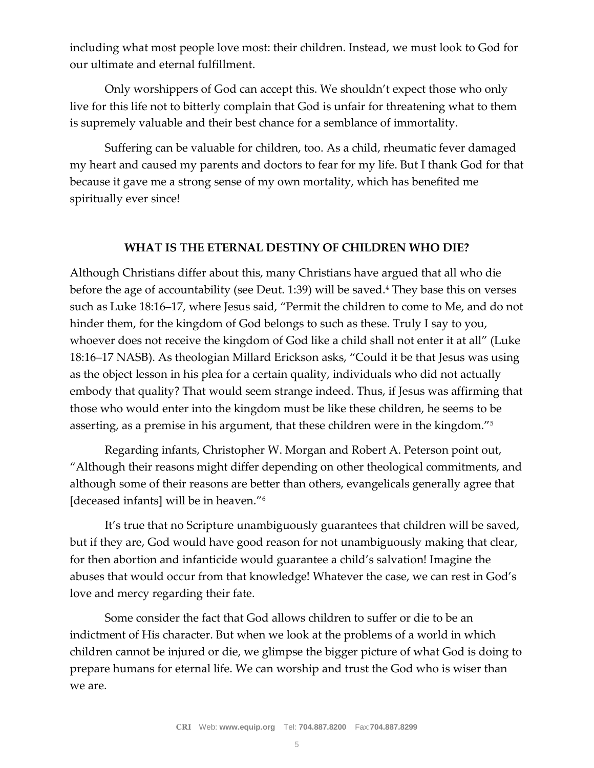including what most people love most: their children. Instead, we must look to God for our ultimate and eternal fulfillment.

Only worshippers of God can accept this. We shouldn't expect those who only live for this life not to bitterly complain that God is unfair for threatening what to them is supremely valuable and their best chance for a semblance of immortality.

Suffering can be valuable for children, too. As a child, rheumatic fever damaged my heart and caused my parents and doctors to fear for my life. But I thank God for that because it gave me a strong sense of my own mortality, which has benefited me spiritually ever since!

## WHAT IS THE ETERNAL DESTINY OF CHILDREN WHO DIE?

Although Christians differ about this, many Christians have argued that all who die before the age of accountability (see Deut. 1:39) will be saved.[4] They base this on verses such as Luke 18:16–17, where Jesus said, "Permit the children to come to Me, and do not hinder them, for the kingdom of God belongs to such as these. Truly I say to you, whoever does not receive the kingdom of God like a child shall not enter it at all" (Luke 18:16–17 NASB). As theologian Millard Erickson asks, "Could it be that Jesus was using as the object lesson in his plea for a certain quality, individuals who did not actually embody that quality? That would seem strange indeed. Thus, if Jesus was affirming that those who would enter into the kingdom must be like these children, he seems to be asserting, as a premise in his argument, that these children were in the kingdom."[5]

Regarding infants, Christopher W. Morgan and Robert A. Peterson point out, "Although their reasons might differ depending on other theological commitments, and although some of their reasons are better than others, evangelicals generally agree that [deceased infants] will be in heaven."[6]

It's true that no Scripture unambiguously guarantees that children will be saved, but if they are, God would have good reason for not unambiguously making that clear, for then abortion and infanticide would guarantee a child's salvation! Imagine the abuses that would occur from that knowledge! Whatever the case, we can rest in God's love and mercy regarding their fate.

Some consider the fact that God allows children to suffer or die to be an indictment of His character. But when we look at the problems of a world in which children cannot be injured or die, we glimpse the bigger picture of what God is doing to prepare humans for eternal life. We can worship and trust the God who is wiser than we are.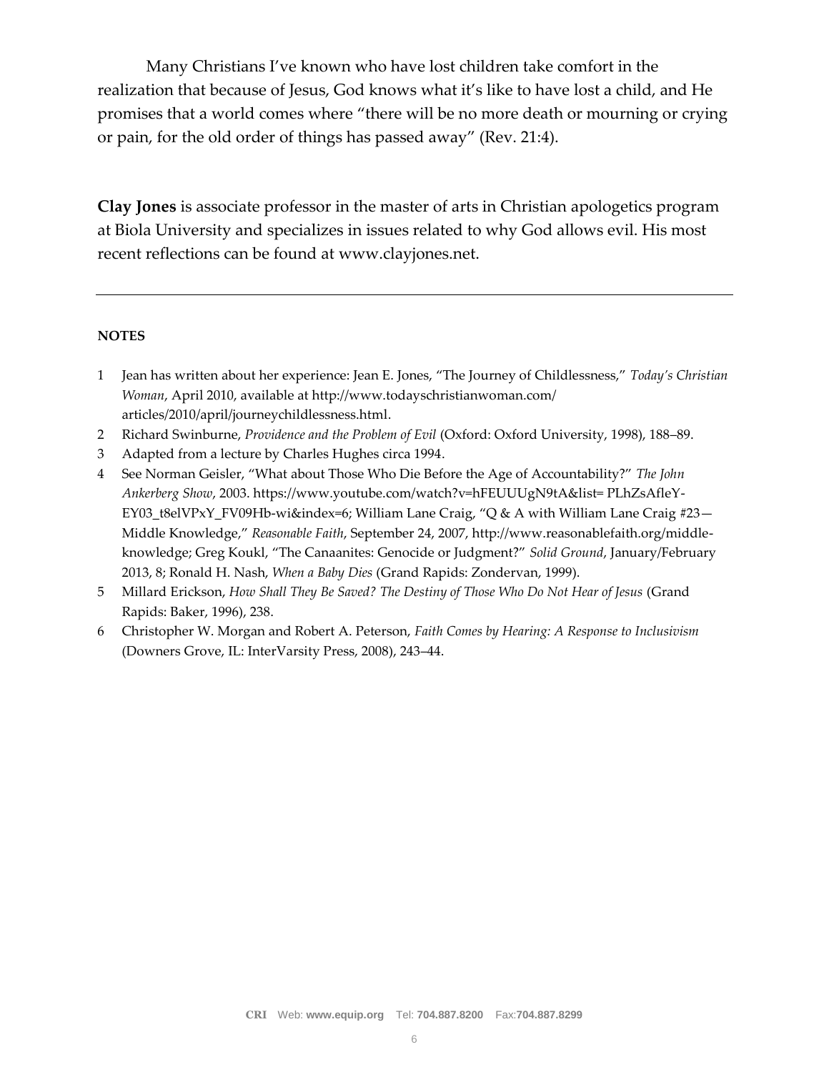Many Christians I've known who have lost children take comfort in the realization that because of Jesus, God knows what it's like to have lost a child, and He promises that a world comes where "there will be no more death or mourning or crying or pain, for the old order of things has passed away" (Rev. 21:4).

**Clay Jones** is associate professor in the master of arts in Christian apologetics program at Biola University and specializes in issues related to why God allows evil. His most recent reflections can be found at www.clayjones.net.

---

**NOTES**

1. Jean has written about her experience: Jean E. Jones, "The Journey of Childlessness," *Today's Christian Woman*, April 2010, available at http://www.todayschristianwoman.com/articles/2010/april/journeychildlessness.html.
2. Richard Swinburne, *Providence and the Problem of Evil* (Oxford: Oxford University, 1998), 188–89.
3. Adapted from a lecture by Charles Hughes circa 1994.
4. See Norman Geisler, "What about Those Who Die Before the Age of Accountability?" *The John Ankerberg Show*, 2003. https://www.youtube.com/watch?v=hFEUUUgN9tA&list= PLhZsAfleY-EY03_t8elVPxY_FV09Hb-wi&index=6; William Lane Craig, "Q & A with William Lane Craig #23—Middle Knowledge," *Reasonable Faith*, September 24, 2007, http://www.reasonablefaith.org/middle-knowledge; Greg Koukl, "The Canaanites: Genocide or Judgment?" *Solid Ground*, January/February 2013, 8; Ronald H. Nash, *When a Baby Dies* (Grand Rapids: Zondervan, 1999).
5. Millard Erickson, *How Shall They Be Saved? The Destiny of Those Who Do Not Hear of Jesus* (Grand Rapids: Baker, 1996), 238.
6. Christopher W. Morgan and Robert A. Peterson, *Faith Comes by Hearing: A Response to Inclusivism* (Downers Grove, IL: InterVarsity Press, 2008), 243–44.